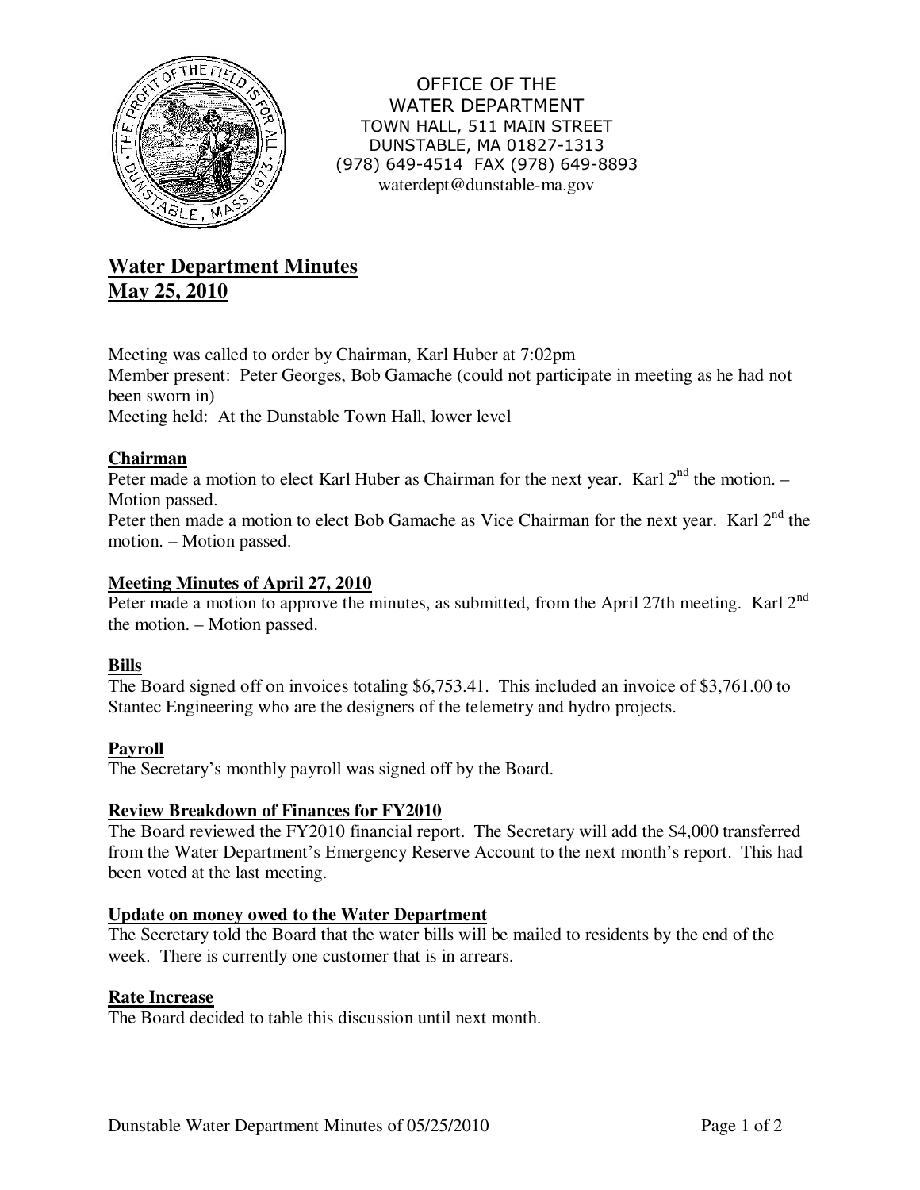OFFICE OF THE
WATER DEPARTMENT
TOWN HALL, 511 MAIN STREET
DUNSTABLE, MA 01827-1313
(978) 649-4514 FAX (978) 649-8893
waterdept@dunstable-ma.gov

# Water Department Minutes
# May 25, 2010

Meeting was called to order by Chairman, Karl Huber at 7:02pm
Member present: Peter Georges, Bob Gamache (could not participate in meeting as he had not been sworn in)
Meeting held: At the Dunstable Town Hall, lower level

## Chairman

Peter made a motion to elect Karl Huber as Chairman for the next year. Karl 2nd the motion. – Motion passed.
Peter then made a motion to elect Bob Gamache as Vice Chairman for the next year. Karl 2nd the motion. – Motion passed.

## Meeting Minutes of April 27, 2010

Peter made a motion to approve the minutes, as submitted, from the April 27th meeting. Karl 2nd the motion. – Motion passed.

## Bills

The Board signed off on invoices totaling $6,753.41. This included an invoice of $3,761.00 to Stantec Engineering who are the designers of the telemetry and hydro projects.

## Payroll

The Secretary's monthly payroll was signed off by the Board.

## Review Breakdown of Finances for FY2010

The Board reviewed the FY2010 financial report. The Secretary will add the $4,000 transferred from the Water Department's Emergency Reserve Account to the next month's report. This had been voted at the last meeting.

## Update on money owed to the Water Department

The Secretary told the Board that the water bills will be mailed to residents by the end of the week. There is currently one customer that is in arrears.

## Rate Increase

The Board decided to table this discussion until next month.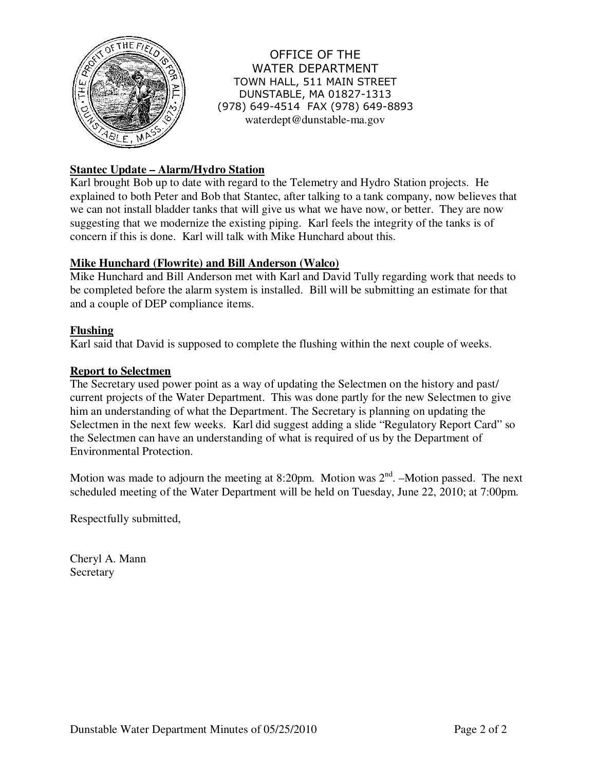OFFICE OF THE
WATER DEPARTMENT
TOWN HALL, 511 MAIN STREET
DUNSTABLE, MA 01827-1313
(978) 649-4514 FAX (978) 649-8893
waterdept@dunstable-ma.gov

**Stantec Update – Alarm/Hydro Station**

Karl brought Bob up to date with regard to the Telemetry and Hydro Station projects. He explained to both Peter and Bob that Stantec, after talking to a tank company, now believes that we can not install bladder tanks that will give us what we have now, or better. They are now suggesting that we modernize the existing piping. Karl feels the integrity of the tanks is of concern if this is done. Karl will talk with Mike Hunchard about this.

**Mike Hunchard (Flowrite) and Bill Anderson (Walco)**

Mike Hunchard and Bill Anderson met with Karl and David Tully regarding work that needs to be completed before the alarm system is installed. Bill will be submitting an estimate for that and a couple of DEP compliance items.

**Flushing**

Karl said that David is supposed to complete the flushing within the next couple of weeks.

**Report to Selectmen**

The Secretary used power point as a way of updating the Selectmen on the history and past/ current projects of the Water Department. This was done partly for the new Selectmen to give him an understanding of what the Department. The Secretary is planning on updating the Selectmen in the next few weeks. Karl did suggest adding a slide "Regulatory Report Card" so the Selectmen can have an understanding of what is required of us by the Department of Environmental Protection.

Motion was made to adjourn the meeting at 8:20pm. Motion was 2nd. –Motion passed. The next scheduled meeting of the Water Department will be held on Tuesday, June 22, 2010; at 7:00pm.

Respectfully submitted,

Cheryl A. Mann
Secretary